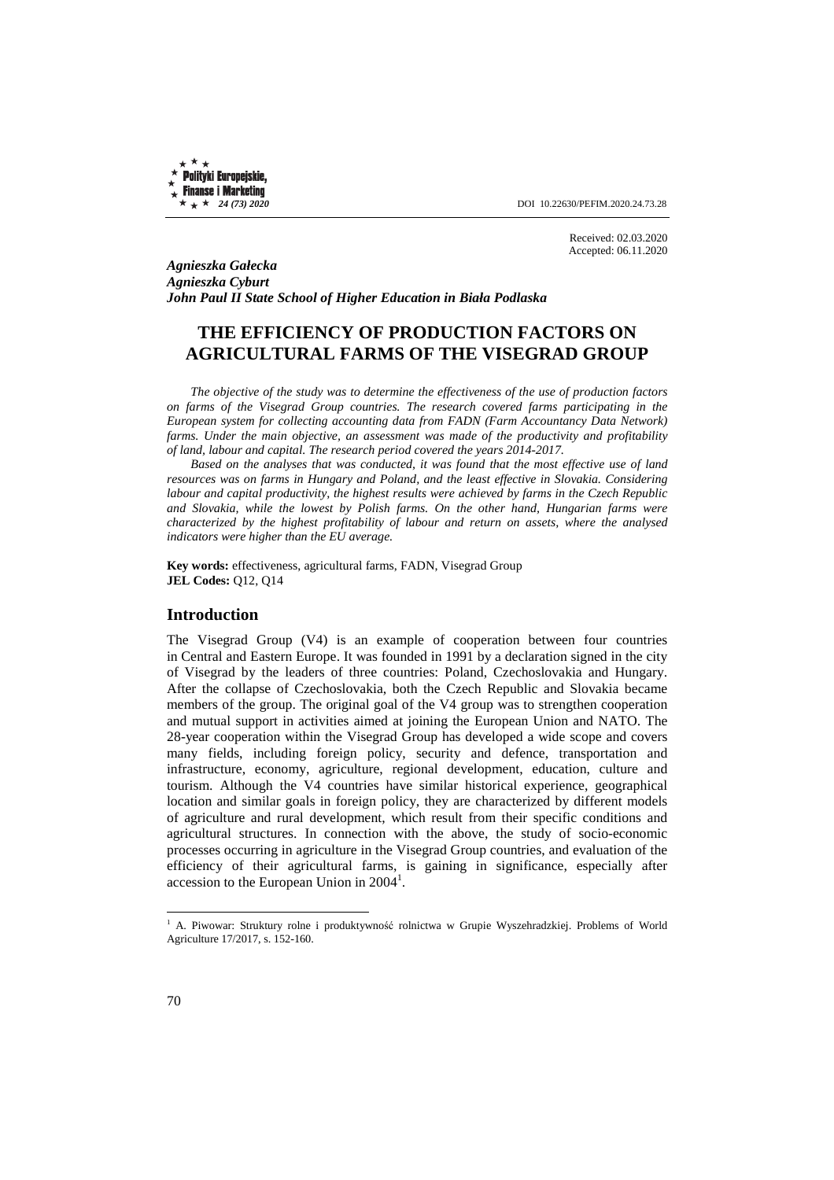Received: 02.03.2020
Accepted: 06.11.2020

***Agnieszka Gałecka***
***Agnieszka Cyburt***
***John Paul II State School of Higher Education in Biała Podlaska***

# THE EFFICIENCY OF PRODUCTION FACTORS ON AGRICULTURAL FARMS OF THE VISEGRAD GROUP

*The objective of the study was to determine the effectiveness of the use of production factors on farms of the Visegrad Group countries. The research covered farms participating in the European system for collecting accounting data from FADN (Farm Accountancy Data Network) farms. Under the main objective, an assessment was made of the productivity and profitability of land, labour and capital. The research period covered the years 2014-2017.*

*Based on the analyses that was conducted, it was found that the most effective use of land resources was on farms in Hungary and Poland, and the least effective in Slovakia. Considering labour and capital productivity, the highest results were achieved by farms in the Czech Republic and Slovakia, while the lowest by Polish farms. On the other hand, Hungarian farms were characterized by the highest profitability of labour and return on assets, where the analysed indicators were higher than the EU average.*

**Key words:** effectiveness, agricultural farms, FADN, Visegrad Group
**JEL Codes:** Q12, Q14

## Introduction

The Visegrad Group (V4) is an example of cooperation between four countries in Central and Eastern Europe. It was founded in 1991 by a declaration signed in the city of Visegrad by the leaders of three countries: Poland, Czechoslovakia and Hungary. After the collapse of Czechoslovakia, both the Czech Republic and Slovakia became members of the group. The original goal of the V4 group was to strengthen cooperation and mutual support in activities aimed at joining the European Union and NATO. The 28-year cooperation within the Visegrad Group has developed a wide scope and covers many fields, including foreign policy, security and defence, transportation and infrastructure, economy, agriculture, regional development, education, culture and tourism. Although the V4 countries have similar historical experience, geographical location and similar goals in foreign policy, they are characterized by different models of agriculture and rural development, which result from their specific conditions and agricultural structures. In connection with the above, the study of socio-economic processes occurring in agriculture in the Visegrad Group countries, and evaluation of the efficiency of their agricultural farms, is gaining in significance, especially after accession to the European Union in 2004[1].

---

[1] A. Piwowar: Struktury rolne i produktywność rolnictwa w Grupie Wyszehradzkiej. Problems of World Agriculture 17/2017, s. 152-160.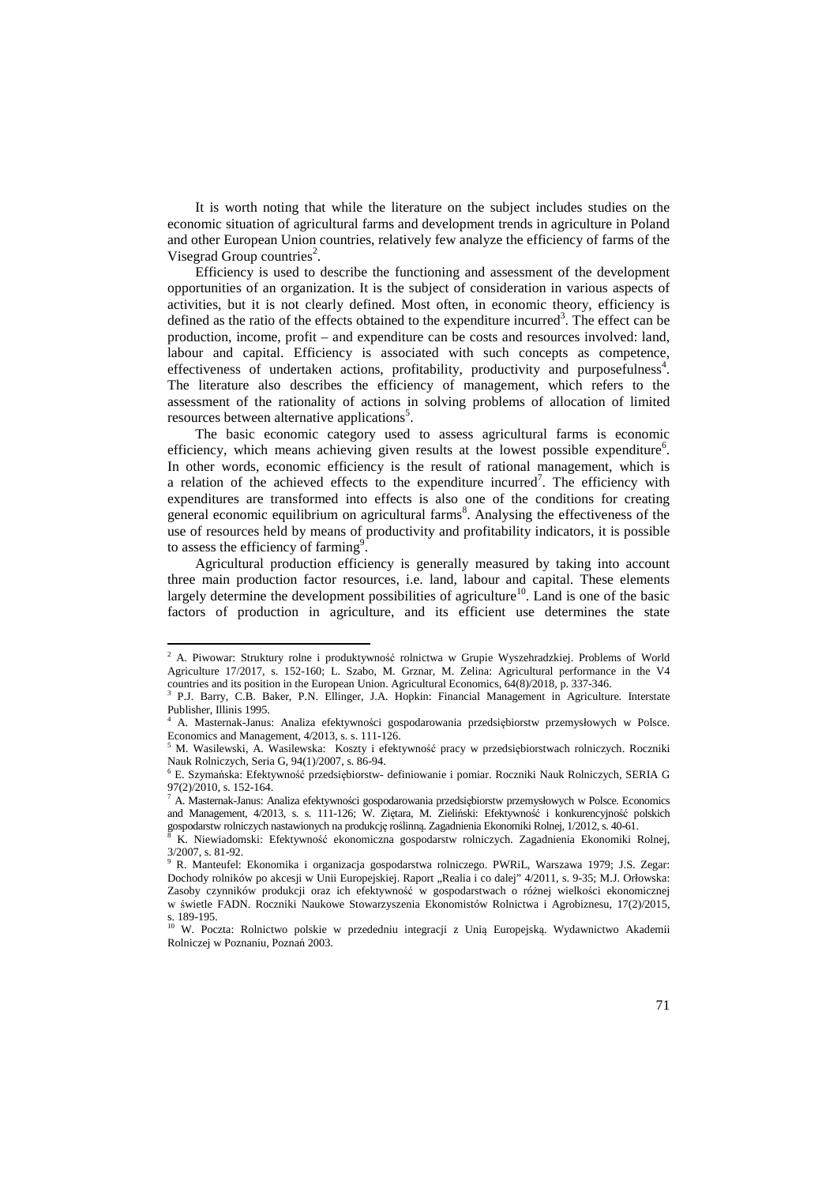It is worth noting that while the literature on the subject includes studies on the economic situation of agricultural farms and development trends in agriculture in Poland and other European Union countries, relatively few analyze the efficiency of farms of the Visegrad Group countries[2].

Efficiency is used to describe the functioning and assessment of the development opportunities of an organization. It is the subject of consideration in various aspects of activities, but it is not clearly defined. Most often, in economic theory, efficiency is defined as the ratio of the effects obtained to the expenditure incurred[3]. The effect can be production, income, profit – and expenditure can be costs and resources involved: land, labour and capital. Efficiency is associated with such concepts as competence, effectiveness of undertaken actions, profitability, productivity and purposefulness[4]. The literature also describes the efficiency of management, which refers to the assessment of the rationality of actions in solving problems of allocation of limited resources between alternative applications[5].

The basic economic category used to assess agricultural farms is economic efficiency, which means achieving given results at the lowest possible expenditure[6]. In other words, economic efficiency is the result of rational management, which is a relation of the achieved effects to the expenditure incurred[7]. The efficiency with expenditures are transformed into effects is also one of the conditions for creating general economic equilibrium on agricultural farms[8]. Analysing the effectiveness of the use of resources held by means of productivity and profitability indicators, it is possible to assess the efficiency of farming[9].

Agricultural production efficiency is generally measured by taking into account three main production factor resources, i.e. land, labour and capital. These elements largely determine the development possibilities of agriculture[10]. Land is one of the basic factors of production in agriculture, and its efficient use determines the state

---

[2] A. Piwowar: Struktury rolne i produktywność rolnictwa w Grupie Wyszehradzkiej. Problems of World Agriculture 17/2017, s. 152-160; L. Szabo, M. Grznar, M. Zelina: Agricultural performance in the V4 countries and its position in the European Union. Agricultural Economics, 64(8)/2018, p. 337-346.

[3] P.J. Barry, C.B. Baker, P.N. Ellinger, J.A. Hopkin: Financial Management in Agriculture. Interstate Publisher, Illinis 1995.

[4] A. Masternak-Janus: Analiza efektywności gospodarowania przedsiębiorstw przemysłowych w Polsce. Economics and Management, 4/2013, s. s. 111-126.

[5] M. Wasilewski, A. Wasilewska: Koszty i efektywność pracy w przedsiębiorstwach rolniczych. Roczniki Nauk Rolniczych, Seria G, 94(1)/2007, s. 86-94.

[6] E. Szymańska: Efektywność przedsiębiorstw- definiowanie i pomiar. Roczniki Nauk Rolniczych, SERIA G 97(2)/2010, s. 152-164.

[7] A. Masternak-Janus: Analiza efektywności gospodarowania przedsiębiorstw przemysłowych w Polsce. Economics and Management, 4/2013, s. s. 111-126; W. Ziętara, M. Zieliński: Efektywność i konkurencyjność polskich gospodarstw rolniczych nastawionych na produkcję roślinną. Zagadnienia Ekonomiki Rolnej, 1/2012, s. 40-61.

[8] K. Niewiadomski: Efektywność ekonomiczna gospodarstw rolniczych. Zagadnienia Ekonomiki Rolnej, 3/2007, s. 81-92.

[9] R. Manteufel: Ekonomika i organizacja gospodarstwa rolniczego. PWRiL, Warszawa 1979; J.S. Zegar: Dochody rolników po akcesji w Unii Europejskiej. Raport „Realia i co dalej" 4/2011, s. 9-35; M.J. Orłowska: Zasoby czynników produkcji oraz ich efektywność w gospodarstwach o różnej wielkości ekonomicznej w świetle FADN. Roczniki Naukowe Stowarzyszenia Ekonomistów Rolnictwa i Agrobiznesu, 17(2)/2015, s. 189-195.

[10] W. Poczta: Rolnictwo polskie w przededniu integracji z Unią Europejską. Wydawnictwo Akademii Rolniczej w Poznaniu, Poznań 2003.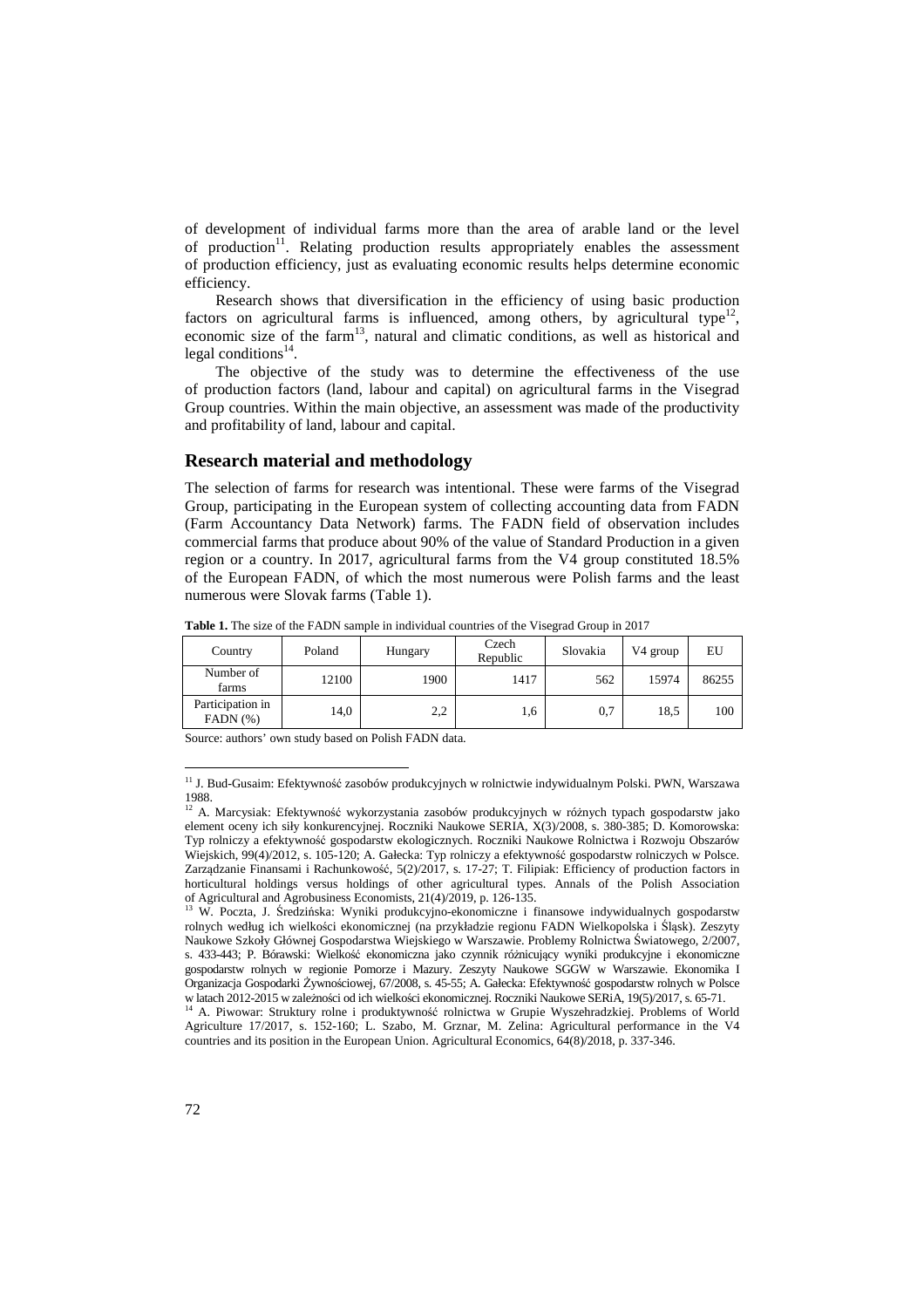of development of individual farms more than the area of arable land or the level of production[11]. Relating production results appropriately enables the assessment of production efficiency, just as evaluating economic results helps determine economic efficiency.

Research shows that diversification in the efficiency of using basic production factors on agricultural farms is influenced, among others, by agricultural type[12], economic size of the farm[13], natural and climatic conditions, as well as historical and legal conditions[14].

The objective of the study was to determine the effectiveness of the use of production factors (land, labour and capital) on agricultural farms in the Visegrad Group countries. Within the main objective, an assessment was made of the productivity and profitability of land, labour and capital.

## Research material and methodology

The selection of farms for research was intentional. These were farms of the Visegrad Group, participating in the European system of collecting accounting data from FADN (Farm Accountancy Data Network) farms. The FADN field of observation includes commercial farms that produce about 90% of the value of Standard Production in a given region or a country. In 2017, agricultural farms from the V4 group constituted 18.5% of the European FADN, of which the most numerous were Polish farms and the least numerous were Slovak farms (Table 1).

**Table 1.** The size of the FADN sample in individual countries of the Visegrad Group in 2017

| Country | Poland | Hungary | Czech Republic | Slovakia | V4 group | EU |
|---|---|---|---|---|---|---|
| Number of farms | 12100 | 1900 | 1417 | 562 | 15974 | 86255 |
| Participation in FADN (%) | 14,0 | 2,2 | 1,6 | 0,7 | 18,5 | 100 |

Source: authors' own study based on Polish FADN data.

---

[11] J. Bud-Gusaim: Efektywność zasobów produkcyjnych w rolnictwie indywidualnym Polski. PWN, Warszawa 1988.

[12] A. Marcysiak: Efektywność wykorzystania zasobów produkcyjnych w różnych typach gospodarstw jako element oceny ich siły konkurencyjnej. Roczniki Naukowe SERIA, X(3)/2008, s. 380-385; D. Komorowska: Typ rolniczy a efektywność gospodarstw ekologicznych. Roczniki Naukowe Rolnictwa i Rozwoju Obszarów Wiejskich, 99(4)/2012, s. 105-120; A. Gałecka: Typ rolniczy a efektywność gospodarstw rolniczych w Polsce. Zarządzanie Finansami i Rachunkowość, 5(2)/2017, s. 17-27; T. Filipiak: Efficiency of production factors in horticultural holdings versus holdings of other agricultural types. Annals of the Polish Association of Agricultural and Agrobusiness Economists, 21(4)/2019, p. 126-135.

[13] W. Poczta, J. Średzińska: Wyniki produkcyjno-ekonomiczne i finansowe indywidualnych gospodarstw rolnych według ich wielkości ekonomicznej (na przykładzie regionu FADN Wielkopolska i Śląsk). Zeszyty Naukowe Szkoły Głównej Gospodarstwa Wiejskiego w Warszawie. Problemy Rolnictwa Światowego, 2/2007, s. 433-443; P. Bórawski: Wielkość ekonomiczna jako czynnik różnicujący wyniki produkcyjne i ekonomiczne gospodarstw rolnych w regionie Pomorze i Mazury. Zeszyty Naukowe SGGW w Warszawie. Ekonomika I Organizacja Gospodarki Żywnościowej, 67/2008, s. 45-55; A. Gałecka: Efektywność gospodarstw rolnych w Polsce w latach 2012-2015 w zależności od ich wielkości ekonomicznej. Roczniki Naukowe SERiA, 19(5)/2017, s. 65-71.

[14] A. Piwowar: Struktury rolne i produktywność rolnictwa w Grupie Wyszehradzkiej. Problems of World Agriculture 17/2017, s. 152-160; L. Szabo, M. Grznar, M. Zelina: Agricultural performance in the V4 countries and its position in the European Union. Agricultural Economics, 64(8)/2018, p. 337-346.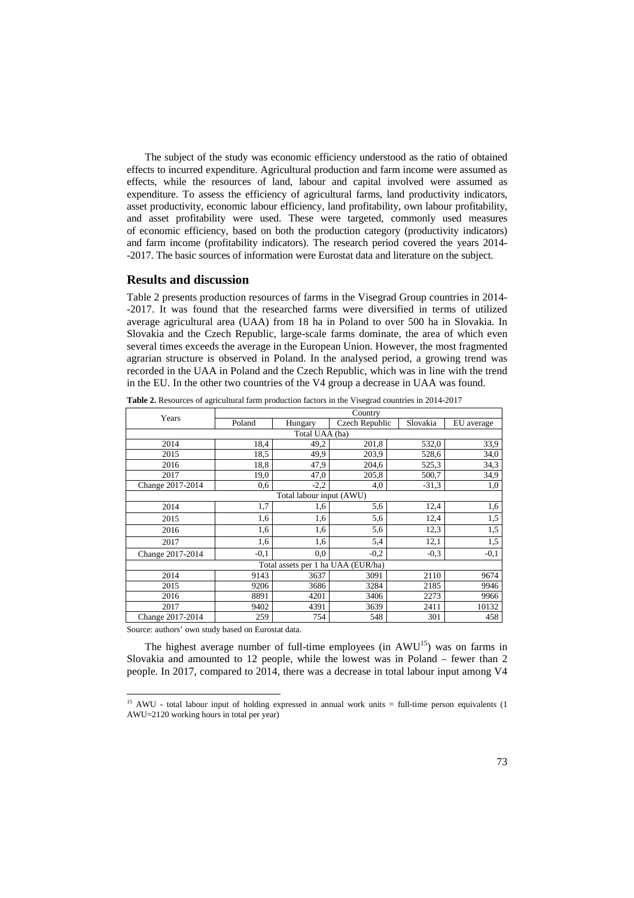The subject of the study was economic efficiency understood as the ratio of obtained effects to incurred expenditure. Agricultural production and farm income were assumed as effects, while the resources of land, labour and capital involved were assumed as expenditure. To assess the efficiency of agricultural farms, land productivity indicators, asset productivity, economic labour efficiency, land profitability, own labour profitability, and asset profitability were used. These were targeted, commonly used measures of economic efficiency, based on both the production category (productivity indicators) and farm income (profitability indicators). The research period covered the years 2014--2017. The basic sources of information were Eurostat data and literature on the subject.

## Results and discussion

Table 2 presents production resources of farms in the Visegrad Group countries in 2014--2017. It was found that the researched farms were diversified in terms of utilized average agricultural area (UAA) from 18 ha in Poland to over 500 ha in Slovakia. In Slovakia and the Czech Republic, large-scale farms dominate, the area of which even several times exceeds the average in the European Union. However, the most fragmented agrarian structure is observed in Poland. In the analysed period, a growing trend was recorded in the UAA in Poland and the Czech Republic, which was in line with the trend in the EU. In the other two countries of the V4 group a decrease in UAA was found.

**Table 2.** Resources of agricultural farm production factors in the Visegrad countries in 2014-2017

| Years | Country | | | | |
|---|---|---|---|---|---|
| | Poland | Hungary | Czech Republic | Slovakia | EU average |
| Total UAA (ha) | | | | | |
| 2014 | 18,4 | 49,2 | 201,8 | 532,0 | 33,9 |
| 2015 | 18,5 | 49,9 | 203,9 | 528,6 | 34,0 |
| 2016 | 18,8 | 47,9 | 204,6 | 525,3 | 34,3 |
| 2017 | 19,0 | 47,0 | 205,8 | 500,7 | 34,9 |
| Change 2017-2014 | 0,6 | -2,2 | 4,0 | -31,3 | 1,0 |
| Total labour input (AWU) | | | | | |
| 2014 | 1,7 | 1,6 | 5,6 | 12,4 | 1,6 |
| 2015 | 1,6 | 1,6 | 5,6 | 12,4 | 1,5 |
| 2016 | 1,6 | 1,6 | 5,6 | 12,3 | 1,5 |
| 2017 | 1,6 | 1,6 | 5,4 | 12,1 | 1,5 |
| Change 2017-2014 | -0,1 | 0,0 | -0,2 | -0,3 | -0,1 |
| Total assets per 1 ha UAA (EUR/ha) | | | | | |
| 2014 | 9143 | 3637 | 3091 | 2110 | 9674 |
| 2015 | 9206 | 3686 | 3284 | 2185 | 9946 |
| 2016 | 8891 | 4201 | 3406 | 2273 | 9966 |
| 2017 | 9402 | 4391 | 3639 | 2411 | 10132 |
| Change 2017-2014 | 259 | 754 | 548 | 301 | 458 |

Source: authors' own study based on Eurostat data.

The highest average number of full-time employees (in AWU[15]) was on farms in Slovakia and amounted to 12 people, while the lowest was in Poland – fewer than 2 people. In 2017, compared to 2014, there was a decrease in total labour input among V4

[15] AWU - total labour input of holding expressed in annual work units = full-time person equivalents (1 AWU=2120 working hours in total per year)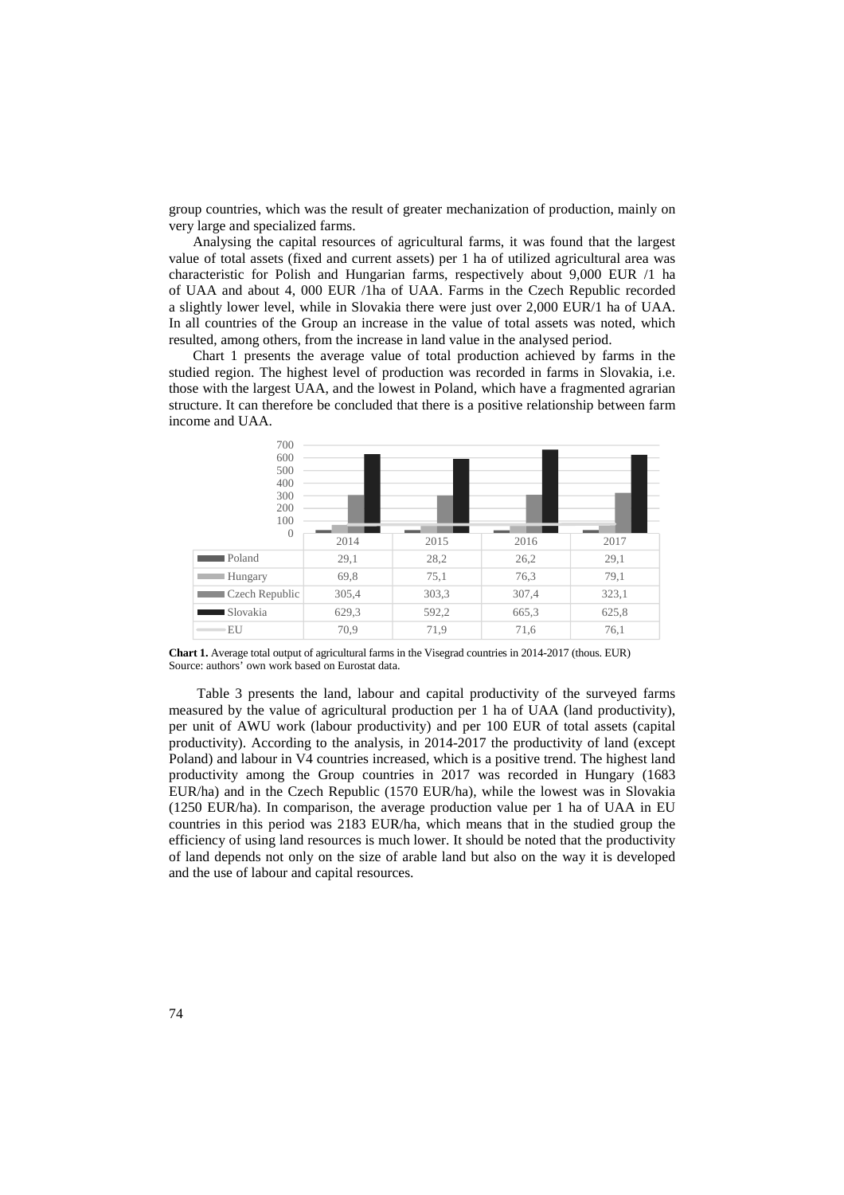group countries, which was the result of greater mechanization of production, mainly on very large and specialized farms.

Analysing the capital resources of agricultural farms, it was found that the largest value of total assets (fixed and current assets) per 1 ha of utilized agricultural area was characteristic for Polish and Hungarian farms, respectively about 9,000 EUR /1 ha of UAA and about 4, 000 EUR /1ha of UAA. Farms in the Czech Republic recorded a slightly lower level, while in Slovakia there were just over 2,000 EUR/1 ha of UAA. In all countries of the Group an increase in the value of total assets was noted, which resulted, among others, from the increase in land value in the analysed period.

Chart 1 presents the average value of total production achieved by farms in the studied region. The highest level of production was recorded in farms in Slovakia, i.e. those with the largest UAA, and the lowest in Poland, which have a fragmented agrarian structure. It can therefore be concluded that there is a positive relationship between farm income and UAA.

| | 2014 | 2015 | 2016 | 2017 |
|---|---|---|---|---|
| Poland | 29,1 | 28,2 | 26,2 | 29,1 |
| Hungary | 69,8 | 75,1 | 76,3 | 79,1 |
| Czech Republic | 305,4 | 303,3 | 307,4 | 323,1 |
| Slovakia | 629,3 | 592,2 | 665,3 | 625,8 |
| EU | 70,9 | 71,9 | 71,6 | 76,1 |

**Chart 1.** Average total output of agricultural farms in the Visegrad countries in 2014-2017 (thous. EUR)
Source: authors' own work based on Eurostat data.

Table 3 presents the land, labour and capital productivity of the surveyed farms measured by the value of agricultural production per 1 ha of UAA (land productivity), per unit of AWU work (labour productivity) and per 100 EUR of total assets (capital productivity). According to the analysis, in 2014-2017 the productivity of land (except Poland) and labour in V4 countries increased, which is a positive trend. The highest land productivity among the Group countries in 2017 was recorded in Hungary (1683 EUR/ha) and in the Czech Republic (1570 EUR/ha), while the lowest was in Slovakia (1250 EUR/ha). In comparison, the average production value per 1 ha of UAA in EU countries in this period was 2183 EUR/ha, which means that in the studied group the efficiency of using land resources is much lower. It should be noted that the productivity of land depends not only on the size of arable land but also on the way it is developed and the use of labour and capital resources.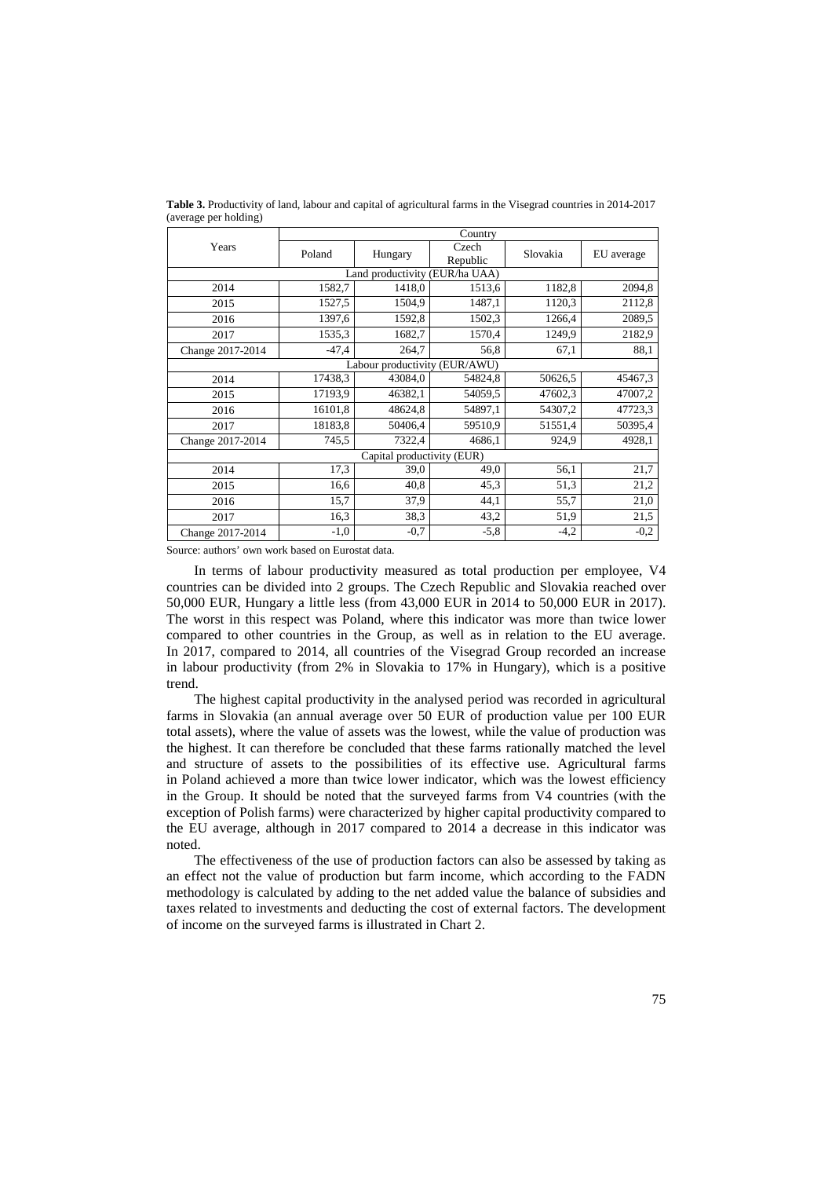**Table 3.** Productivity of land, labour and capital of agricultural farms in the Visegrad countries in 2014-2017 (average per holding)

| Years | Country | | | | |
|---|---|---|---|---|---|
| | Poland | Hungary | Czech Republic | Slovakia | EU average |
| Land productivity (EUR/ha UAA) | | | | | |
| 2014 | 1582,7 | 1418,0 | 1513,6 | 1182,8 | 2094,8 |
| 2015 | 1527,5 | 1504,9 | 1487,1 | 1120,3 | 2112,8 |
| 2016 | 1397,6 | 1592,8 | 1502,3 | 1266,4 | 2089,5 |
| 2017 | 1535,3 | 1682,7 | 1570,4 | 1249,9 | 2182,9 |
| Change 2017-2014 | -47,4 | 264,7 | 56,8 | 67,1 | 88,1 |
| Labour productivity (EUR/AWU) | | | | | |
| 2014 | 17438,3 | 43084,0 | 54824,8 | 50626,5 | 45467,3 |
| 2015 | 17193,9 | 46382,1 | 54059,5 | 47602,3 | 47007,2 |
| 2016 | 16101,8 | 48624,8 | 54897,1 | 54307,2 | 47723,3 |
| 2017 | 18183,8 | 50406,4 | 59510,9 | 51551,4 | 50395,4 |
| Change 2017-2014 | 745,5 | 7322,4 | 4686,1 | 924,9 | 4928,1 |
| Capital productivity (EUR) | | | | | |
| 2014 | 17,3 | 39,0 | 49,0 | 56,1 | 21,7 |
| 2015 | 16,6 | 40,8 | 45,3 | 51,3 | 21,2 |
| 2016 | 15,7 | 37,9 | 44,1 | 55,7 | 21,0 |
| 2017 | 16,3 | 38,3 | 43,2 | 51,9 | 21,5 |
| Change 2017-2014 | -1,0 | -0,7 | -5,8 | -4,2 | -0,2 |

Source: authors' own work based on Eurostat data.

In terms of labour productivity measured as total production per employee, V4 countries can be divided into 2 groups. The Czech Republic and Slovakia reached over 50,000 EUR, Hungary a little less (from 43,000 EUR in 2014 to 50,000 EUR in 2017). The worst in this respect was Poland, where this indicator was more than twice lower compared to other countries in the Group, as well as in relation to the EU average. In 2017, compared to 2014, all countries of the Visegrad Group recorded an increase in labour productivity (from 2% in Slovakia to 17% in Hungary), which is a positive trend.

The highest capital productivity in the analysed period was recorded in agricultural farms in Slovakia (an annual average over 50 EUR of production value per 100 EUR total assets), where the value of assets was the lowest, while the value of production was the highest. It can therefore be concluded that these farms rationally matched the level and structure of assets to the possibilities of its effective use. Agricultural farms in Poland achieved a more than twice lower indicator, which was the lowest efficiency in the Group. It should be noted that the surveyed farms from V4 countries (with the exception of Polish farms) were characterized by higher capital productivity compared to the EU average, although in 2017 compared to 2014 a decrease in this indicator was noted.

The effectiveness of the use of production factors can also be assessed by taking as an effect not the value of production but farm income, which according to the FADN methodology is calculated by adding to the net added value the balance of subsidies and taxes related to investments and deducting the cost of external factors. The development of income on the surveyed farms is illustrated in Chart 2.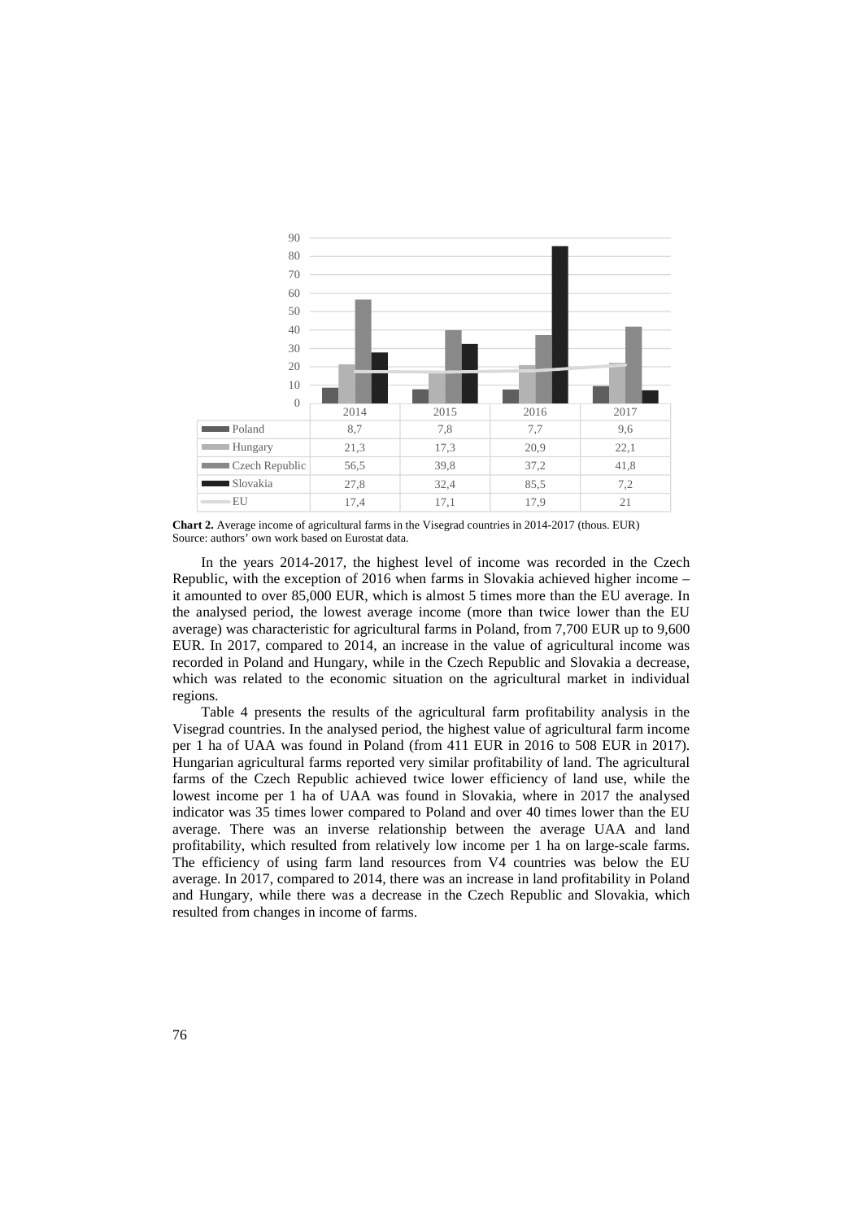| | 2014 | 2015 | 2016 | 2017 |
|---|---|---|---|---|
| Poland | 8,7 | 7,8 | 7,7 | 9,6 |
| Hungary | 21,3 | 17,3 | 20,9 | 22,1 |
| Czech Republic | 56,5 | 39,8 | 37,2 | 41,8 |
| Slovakia | 27,8 | 32,4 | 85,5 | 7,2 |
| EU | 17,4 | 17,1 | 17,9 | 21 |

**Chart 2.** Average income of agricultural farms in the Visegrad countries in 2014-2017 (thous. EUR)
Source: authors' own work based on Eurostat data.

In the years 2014-2017, the highest level of income was recorded in the Czech Republic, with the exception of 2016 when farms in Slovakia achieved higher income – it amounted to over 85,000 EUR, which is almost 5 times more than the EU average. In the analysed period, the lowest average income (more than twice lower than the EU average) was characteristic for agricultural farms in Poland, from 7,700 EUR up to 9,600 EUR. In 2017, compared to 2014, an increase in the value of agricultural income was recorded in Poland and Hungary, while in the Czech Republic and Slovakia a decrease, which was related to the economic situation on the agricultural market in individual regions.

Table 4 presents the results of the agricultural farm profitability analysis in the Visegrad countries. In the analysed period, the highest value of agricultural farm income per 1 ha of UAA was found in Poland (from 411 EUR in 2016 to 508 EUR in 2017). Hungarian agricultural farms reported very similar profitability of land. The agricultural farms of the Czech Republic achieved twice lower efficiency of land use, while the lowest income per 1 ha of UAA was found in Slovakia, where in 2017 the analysed indicator was 35 times lower compared to Poland and over 40 times lower than the EU average. There was an inverse relationship between the average UAA and land profitability, which resulted from relatively low income per 1 ha on large-scale farms. The efficiency of using farm land resources from V4 countries was below the EU average. In 2017, compared to 2014, there was an increase in land profitability in Poland and Hungary, while there was a decrease in the Czech Republic and Slovakia, which resulted from changes in income of farms.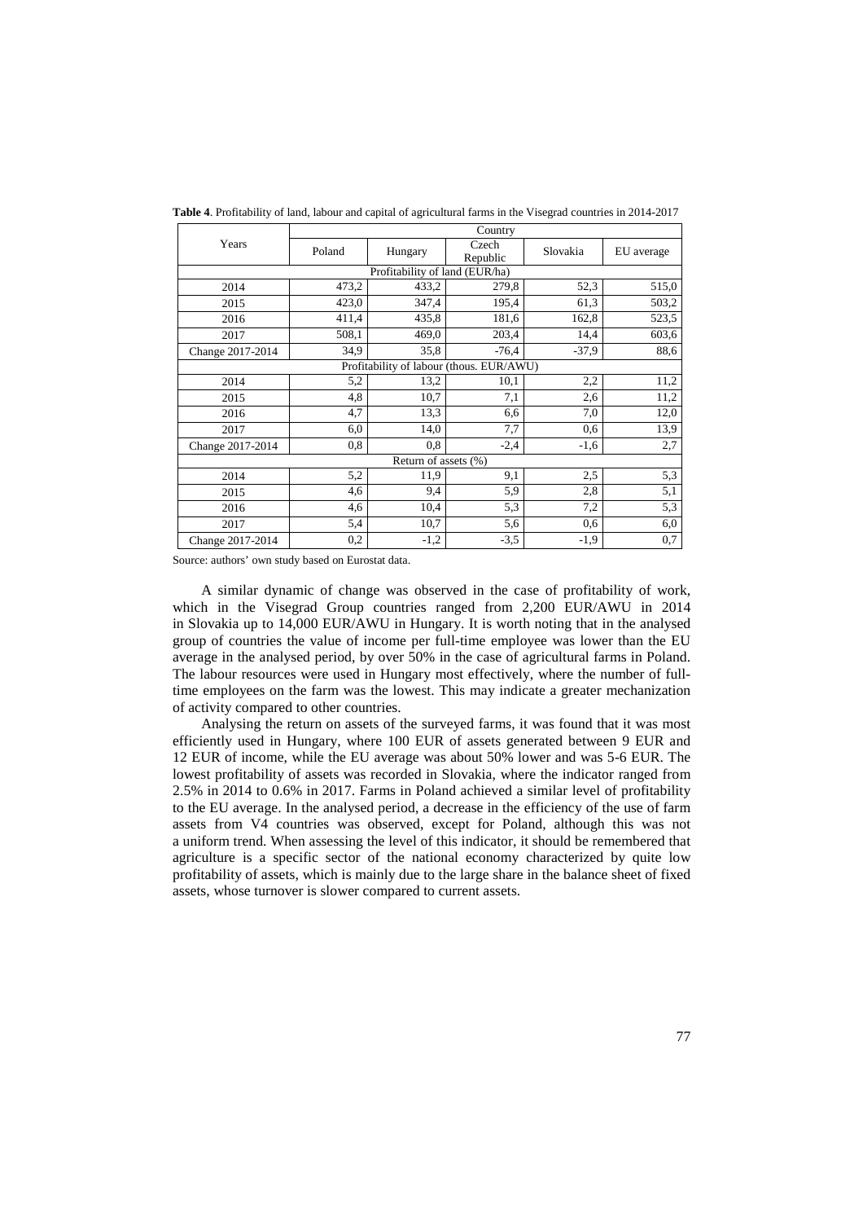**Table 4**. Profitability of land, labour and capital of agricultural farms in the Visegrad countries in 2014-2017

| Years | Country | | | | |
|---|---|---|---|---|---|
| | Poland | Hungary | Czech Republic | Slovakia | EU average |
| Profitability of land (EUR/ha) | | | | | |
| 2014 | 473,2 | 433,2 | 279,8 | 52,3 | 515,0 |
| 2015 | 423,0 | 347,4 | 195,4 | 61,3 | 503,2 |
| 2016 | 411,4 | 435,8 | 181,6 | 162,8 | 523,5 |
| 2017 | 508,1 | 469,0 | 203,4 | 14,4 | 603,6 |
| Change 2017-2014 | 34,9 | 35,8 | -76,4 | -37,9 | 88,6 |
| Profitability of labour (thous. EUR/AWU) | | | | | |
| 2014 | 5,2 | 13,2 | 10,1 | 2,2 | 11,2 |
| 2015 | 4,8 | 10,7 | 7,1 | 2,6 | 11,2 |
| 2016 | 4,7 | 13,3 | 6,6 | 7,0 | 12,0 |
| 2017 | 6,0 | 14,0 | 7,7 | 0,6 | 13,9 |
| Change 2017-2014 | 0,8 | 0,8 | -2,4 | -1,6 | 2,7 |
| Return of assets (%) | | | | | |
| 2014 | 5,2 | 11,9 | 9,1 | 2,5 | 5,3 |
| 2015 | 4,6 | 9,4 | 5,9 | 2,8 | 5,1 |
| 2016 | 4,6 | 10,4 | 5,3 | 7,2 | 5,3 |
| 2017 | 5,4 | 10,7 | 5,6 | 0,6 | 6,0 |
| Change 2017-2014 | 0,2 | -1,2 | -3,5 | -1,9 | 0,7 |

Source: authors' own study based on Eurostat data.

A similar dynamic of change was observed in the case of profitability of work, which in the Visegrad Group countries ranged from 2,200 EUR/AWU in 2014 in Slovakia up to 14,000 EUR/AWU in Hungary. It is worth noting that in the analysed group of countries the value of income per full-time employee was lower than the EU average in the analysed period, by over 50% in the case of agricultural farms in Poland. The labour resources were used in Hungary most effectively, where the number of full-time employees on the farm was the lowest. This may indicate a greater mechanization of activity compared to other countries.

Analysing the return on assets of the surveyed farms, it was found that it was most efficiently used in Hungary, where 100 EUR of assets generated between 9 EUR and 12 EUR of income, while the EU average was about 50% lower and was 5-6 EUR. The lowest profitability of assets was recorded in Slovakia, where the indicator ranged from 2.5% in 2014 to 0.6% in 2017. Farms in Poland achieved a similar level of profitability to the EU average. In the analysed period, a decrease in the efficiency of the use of farm assets from V4 countries was observed, except for Poland, although this was not a uniform trend. When assessing the level of this indicator, it should be remembered that agriculture is a specific sector of the national economy characterized by quite low profitability of assets, which is mainly due to the large share in the balance sheet of fixed assets, whose turnover is slower compared to current assets.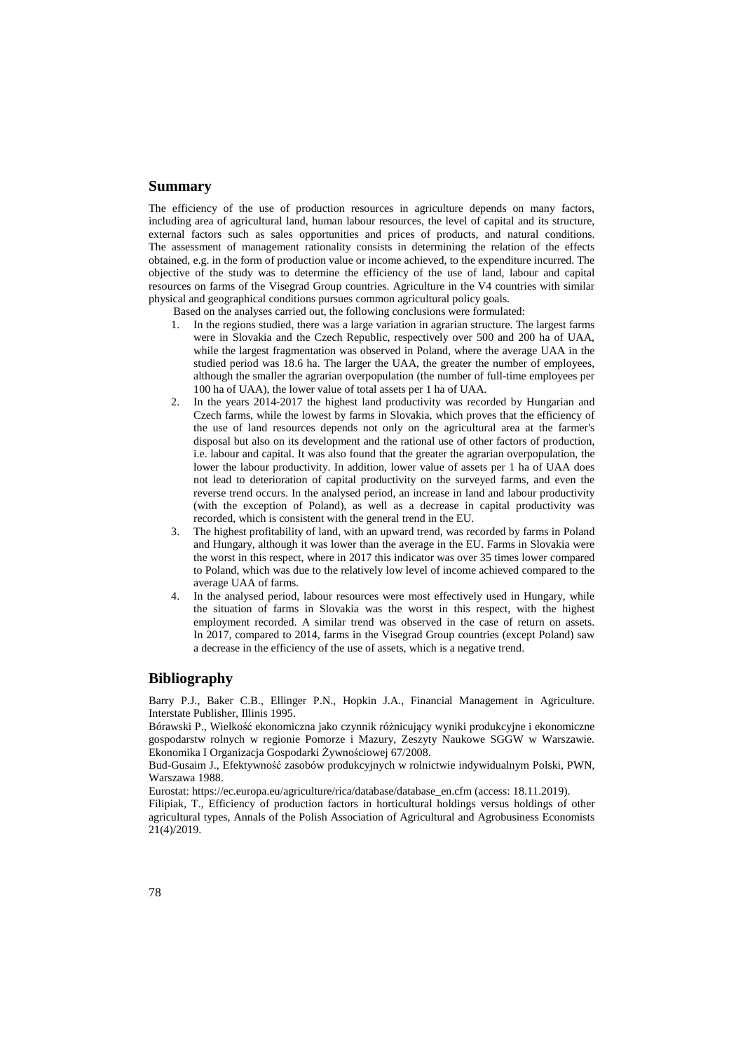## Summary

The efficiency of the use of production resources in agriculture depends on many factors, including area of agricultural land, human labour resources, the level of capital and its structure, external factors such as sales opportunities and prices of products, and natural conditions. The assessment of management rationality consists in determining the relation of the effects obtained, e.g. in the form of production value or income achieved, to the expenditure incurred. The objective of the study was to determine the efficiency of the use of land, labour and capital resources on farms of the Visegrad Group countries. Agriculture in the V4 countries with similar physical and geographical conditions pursues common agricultural policy goals.

Based on the analyses carried out, the following conclusions were formulated:

1. In the regions studied, there was a large variation in agrarian structure. The largest farms were in Slovakia and the Czech Republic, respectively over 500 and 200 ha of UAA, while the largest fragmentation was observed in Poland, where the average UAA in the studied period was 18.6 ha. The larger the UAA, the greater the number of employees, although the smaller the agrarian overpopulation (the number of full-time employees per 100 ha of UAA), the lower value of total assets per 1 ha of UAA.
2. In the years 2014-2017 the highest land productivity was recorded by Hungarian and Czech farms, while the lowest by farms in Slovakia, which proves that the efficiency of the use of land resources depends not only on the agricultural area at the farmer's disposal but also on its development and the rational use of other factors of production, i.e. labour and capital. It was also found that the greater the agrarian overpopulation, the lower the labour productivity. In addition, lower value of assets per 1 ha of UAA does not lead to deterioration of capital productivity on the surveyed farms, and even the reverse trend occurs. In the analysed period, an increase in land and labour productivity (with the exception of Poland), as well as a decrease in capital productivity was recorded, which is consistent with the general trend in the EU.
3. The highest profitability of land, with an upward trend, was recorded by farms in Poland and Hungary, although it was lower than the average in the EU. Farms in Slovakia were the worst in this respect, where in 2017 this indicator was over 35 times lower compared to Poland, which was due to the relatively low level of income achieved compared to the average UAA of farms.
4. In the analysed period, labour resources were most effectively used in Hungary, while the situation of farms in Slovakia was the worst in this respect, with the highest employment recorded. A similar trend was observed in the case of return on assets. In 2017, compared to 2014, farms in the Visegrad Group countries (except Poland) saw a decrease in the efficiency of the use of assets, which is a negative trend.

## Bibliography

Barry P.J., Baker C.B., Ellinger P.N., Hopkin J.A., Financial Management in Agriculture. Interstate Publisher, Illinis 1995.

Bórawski P., Wielkość ekonomiczna jako czynnik różnicujący wyniki produkcyjne i ekonomiczne gospodarstw rolnych w regionie Pomorze i Mazury, Zeszyty Naukowe SGGW w Warszawie. Ekonomika I Organizacja Gospodarki Żywnościowej 67/2008.

Bud-Gusaim J., Efektywność zasobów produkcyjnych w rolnictwie indywidualnym Polski, PWN, Warszawa 1988.

Eurostat: https://ec.europa.eu/agriculture/rica/database/database_en.cfm (access: 18.11.2019).

Filipiak, T., Efficiency of production factors in horticultural holdings versus holdings of other agricultural types, Annals of the Polish Association of Agricultural and Agrobusiness Economists 21(4)/2019.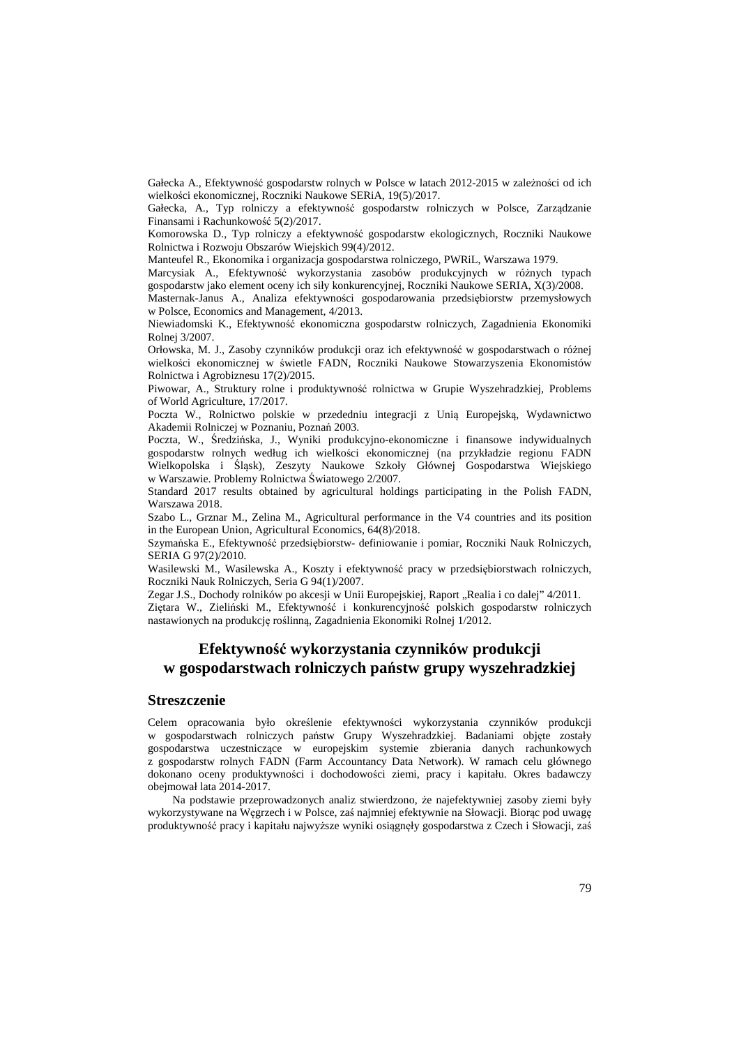Gałecka A., Efektywność gospodarstw rolnych w Polsce w latach 2012-2015 w zależności od ich wielkości ekonomicznej, Roczniki Naukowe SERiA, 19(5)/2017.

Gałecka, A., Typ rolniczy a efektywność gospodarstw rolniczych w Polsce, Zarządzanie Finansami i Rachunkowość 5(2)/2017.

Komorowska D., Typ rolniczy a efektywność gospodarstw ekologicznych, Roczniki Naukowe Rolnictwa i Rozwoju Obszarów Wiejskich 99(4)/2012.

Manteufel R., Ekonomika i organizacja gospodarstwa rolniczego, PWRiL, Warszawa 1979.

Marcysiak A., Efektywność wykorzystania zasobów produkcyjnych w różnych typach gospodarstw jako element oceny ich siły konkurencyjnej, Roczniki Naukowe SERIA, X(3)/2008.

Masternak-Janus A., Analiza efektywności gospodarowania przedsiębiorstw przemysłowych w Polsce, Economics and Management, 4/2013.

Niewiadomski K., Efektywność ekonomiczna gospodarstw rolniczych, Zagadnienia Ekonomiki Rolnej 3/2007.

Orłowska, M. J., Zasoby czynników produkcji oraz ich efektywność w gospodarstwach o różnej wielkości ekonomicznej w świetle FADN, Roczniki Naukowe Stowarzyszenia Ekonomistów Rolnictwa i Agrobiznesu 17(2)/2015.

Piwowar, A., Struktury rolne i produktywność rolnictwa w Grupie Wyszehradzkiej, Problems of World Agriculture, 17/2017.

Poczta W., Rolnictwo polskie w przededniu integracji z Unią Europejską, Wydawnictwo Akademii Rolniczej w Poznaniu, Poznań 2003.

Poczta, W., Średzińska, J., Wyniki produkcyjno-ekonomiczne i finansowe indywidualnych gospodarstw rolnych według ich wielkości ekonomicznej (na przykładzie regionu FADN Wielkopolska i Śląsk), Zeszyty Naukowe Szkoły Głównej Gospodarstwa Wiejskiego w Warszawie. Problemy Rolnictwa Światowego 2/2007.

Standard 2017 results obtained by agricultural holdings participating in the Polish FADN, Warszawa 2018.

Szabo L., Grznar M., Zelina M., Agricultural performance in the V4 countries and its position in the European Union, Agricultural Economics, 64(8)/2018.

Szymańska E., Efektywność przedsiębiorstw- definiowanie i pomiar, Roczniki Nauk Rolniczych, SERIA G 97(2)/2010.

Wasilewski M., Wasilewska A., Koszty i efektywność pracy w przedsiębiorstwach rolniczych, Roczniki Nauk Rolniczych, Seria G 94(1)/2007.

Zegar J.S., Dochody rolników po akcesji w Unii Europejskiej, Raport „Realia i co dalej" 4/2011.

Ziętara W., Zieliński M., Efektywność i konkurencyjność polskich gospodarstw rolniczych nastawionych na produkcję roślinną, Zagadnienia Ekonomiki Rolnej 1/2012.

# Efektywność wykorzystania czynników produkcji w gospodarstwach rolniczych państw grupy wyszehradzkiej

## Streszczenie

Celem opracowania było określenie efektywności wykorzystania czynników produkcji w gospodarstwach rolniczych państw Grupy Wyszehradzkiej. Badaniami objęte zostały gospodarstwa uczestniczące w europejskim systemie zbierania danych rachunkowych z gospodarstw rolnych FADN (Farm Accountancy Data Network). W ramach celu głównego dokonano oceny produktywności i dochodowości ziemi, pracy i kapitału. Okres badawczy obejmował lata 2014-2017.

Na podstawie przeprowadzonych analiz stwierdzono, że najefektywniej zasoby ziemi były wykorzystywane na Węgrzech i w Polsce, zaś najmniej efektywnie na Słowacji. Biorąc pod uwagę produktywność pracy i kapitału najwyższe wyniki osiągnęły gospodarstwa z Czech i Słowacji, zaś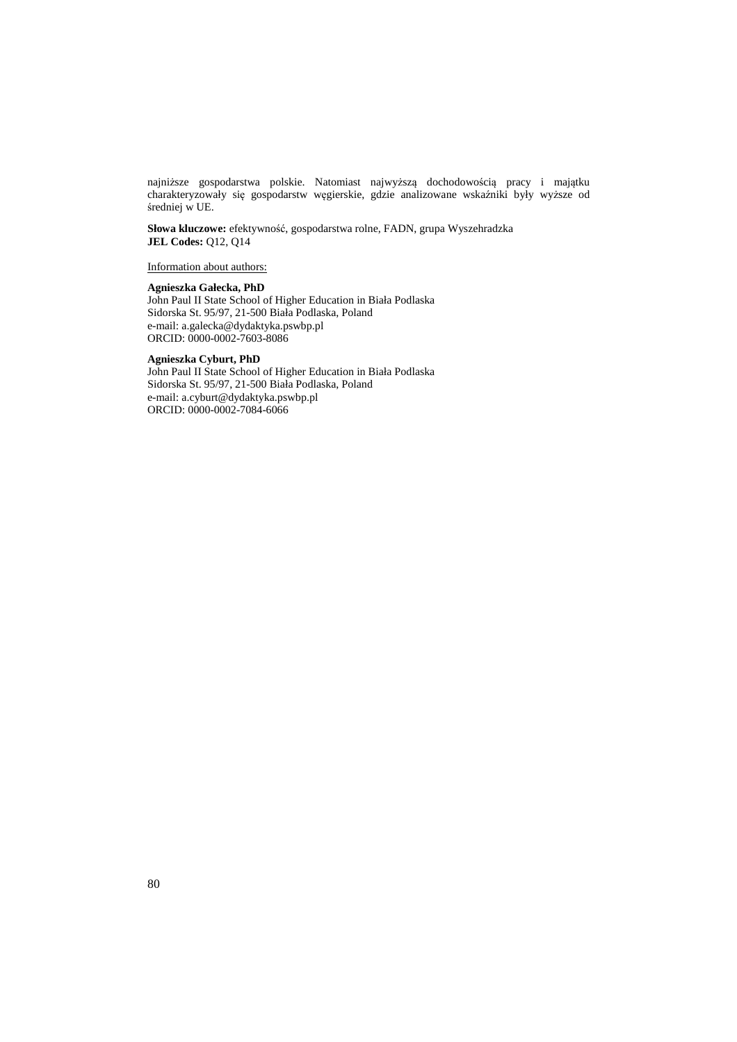najniższe gospodarstwa polskie. Natomiast najwyższą dochodowością pracy i majątku charakteryzowały się gospodarstw węgierskie, gdzie analizowane wskaźniki były wyższe od średniej w UE.

**Słowa kluczowe:** efektywność, gospodarstwa rolne, FADN, grupa Wyszehradzka
**JEL Codes:** Q12, Q14

Information about authors:

**Agnieszka Gałecka, PhD**
John Paul II State School of Higher Education in Biała Podlaska
Sidorska St. 95/97, 21-500 Biała Podlaska, Poland
e-mail: a.galecka@dydaktyka.pswbp.pl
ORCID: 0000-0002-7603-8086

**Agnieszka Cyburt, PhD**
John Paul II State School of Higher Education in Biała Podlaska
Sidorska St. 95/97, 21-500 Biała Podlaska, Poland
e-mail: a.cyburt@dydaktyka.pswbp.pl
ORCID: 0000-0002-7084-6066